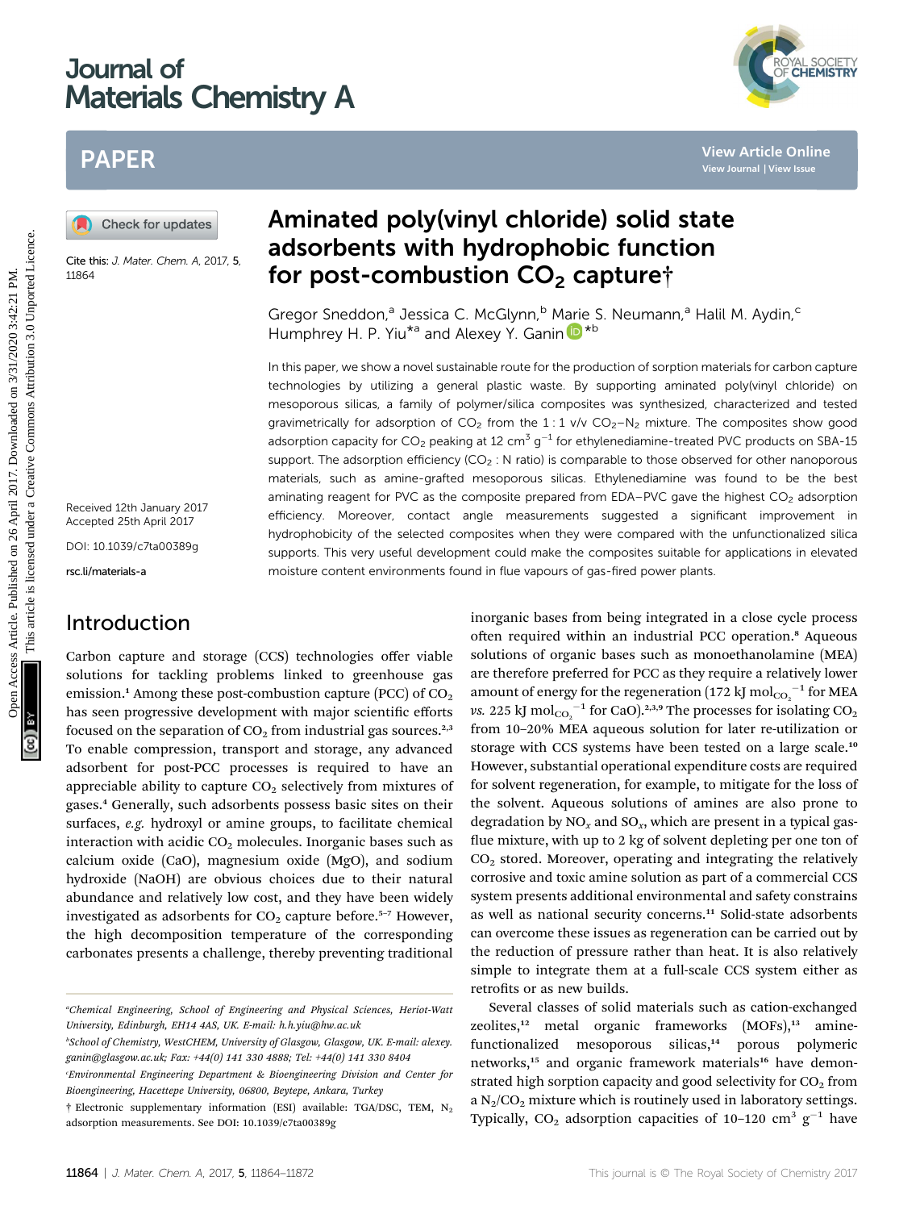# Aminated poly(vinyl chloride) solid state adsorbents with hydrophobic function for post-combustion $CO_2$ capture†

Cite this: *J. Mater. Chem. A*, 2017, **5**, 11864

Gregor Sneddon,[a] Jessica C. McGlynn,[b] Marie S. Neumann,[a] Halil M. Aydin,[c] Humphrey H. P. Yiu*[a] and Alexey Y. Ganin*[b]

Received 12th January 2017
Accepted 25th April 2017

DOI: 10.1039/c7ta00389g

rsc.li/materials-a

In this paper, we show a novel sustainable route for the production of sorption materials for carbon capture technologies by utilizing a general plastic waste. By supporting aminated poly(vinyl chloride) on mesoporous silicas, a family of polymer/silica composites was synthesized, characterized and tested gravimetrically for adsorption of $CO_2$ from the 1 : 1 v/v $CO_2$–$N_2$ mixture. The composites show good adsorption capacity for $CO_2$ peaking at 12 $cm^3$ $g^{-1}$ for ethylenediamine-treated PVC products on SBA-15 support. The adsorption efficiency ($CO_2$ : N ratio) is comparable to those observed for other nanoporous materials, such as amine-grafted mesoporous silicas. Ethylenediamine was found to be the best aminating reagent for PVC as the composite prepared from EDA–PVC gave the highest $CO_2$ adsorption efficiency. Moreover, contact angle measurements suggested a significant improvement in hydrophobicity of the selected composites when they were compared with the unfunctionalized silica supports. This very useful development could make the composites suitable for applications in elevated moisture content environments found in flue vapours of gas-fired power plants.

## Introduction

Carbon capture and storage (CCS) technologies offer viable solutions for tackling problems linked to greenhouse gas emission.[1] Among these post-combustion capture (PCC) of $CO_2$ has seen progressive development with major scientific efforts focused on the separation of $CO_2$ from industrial gas sources.[2,3] To enable compression, transport and storage, any advanced adsorbent for post-PCC processes is required to have an appreciable ability to capture $CO_2$ selectively from mixtures of gases.[4] Generally, such adsorbents possess basic sites on their surfaces, *e.g.* hydroxyl or amine groups, to facilitate chemical interaction with acidic $CO_2$ molecules. Inorganic bases such as calcium oxide (CaO), magnesium oxide (MgO), and sodium hydroxide (NaOH) are obvious choices due to their natural abundance and relatively low cost, and they have been widely investigated as adsorbents for $CO_2$ capture before.[5–7] However, the high decomposition temperature of the corresponding carbonates presents a challenge, thereby preventing traditional inorganic bases from being integrated in a close cycle process often required within an industrial PCC operation.[8] Aqueous solutions of organic bases such as monoethanolamine (MEA) are therefore preferred for PCC as they require a relatively lower amount of energy for the regeneration (172 kJ $mol_{CO_2}^{-1}$ for MEA *vs.* 225 kJ $mol_{CO_2}^{-1}$ for CaO).[2,3,9] The processes for isolating $CO_2$ from 10–20% MEA aqueous solution for later re-utilization or storage with CCS systems have been tested on a large scale.[10] However, substantial operational expenditure costs are required for solvent regeneration, for example, to mitigate for the loss of the solvent. Aqueous solutions of amines are also prone to degradation by $NO_x$ and $SO_x$, which are present in a typical gas-flue mixture, with up to 2 kg of solvent depleting per one ton of $CO_2$ stored. Moreover, operating and integrating the relatively corrosive and toxic amine solution as part of a commercial CCS system presents additional environmental and safety constrains as well as national security concerns.[11] Solid-state adsorbents can overcome these issues as regeneration can be carried out by the reduction of pressure rather than heat. It is also relatively simple to integrate them at a full-scale CCS system either as retrofits or as new builds.

Several classes of solid materials such as cation-exchanged zeolites,[12] metal organic frameworks (MOFs),[13] amine-functionalized mesoporous silicas,[14] porous polymeric networks,[15] and organic framework materials[16] have demonstrated high sorption capacity and good selectivity for $CO_2$ from a $N_2$/$CO_2$ mixture which is routinely used in laboratory settings. Typically, $CO_2$ adsorption capacities of 10–120 $cm^3$ $g^{-1}$ have

---

[a] Chemical Engineering, School of Engineering and Physical Sciences, Heriot-Watt University, Edinburgh, EH14 4AS, UK. E-mail: h.h.yiu@hw.ac.uk

[b] School of Chemistry, WestCHEM, University of Glasgow, Glasgow, UK. E-mail: alexey.ganin@glasgow.ac.uk; Fax: +44(0) 141 330 4888; Tel: +44(0) 141 330 8404

[c] Environmental Engineering Department & Bioengineering Division and Center for Bioengineering, Hacettepe University, 06800, Beytepe, Ankara, Turkey

† Electronic supplementary information (ESI) available: TGA/DSC, TEM, $N_2$ adsorption measurements. See DOI: 10.1039/c7ta00389g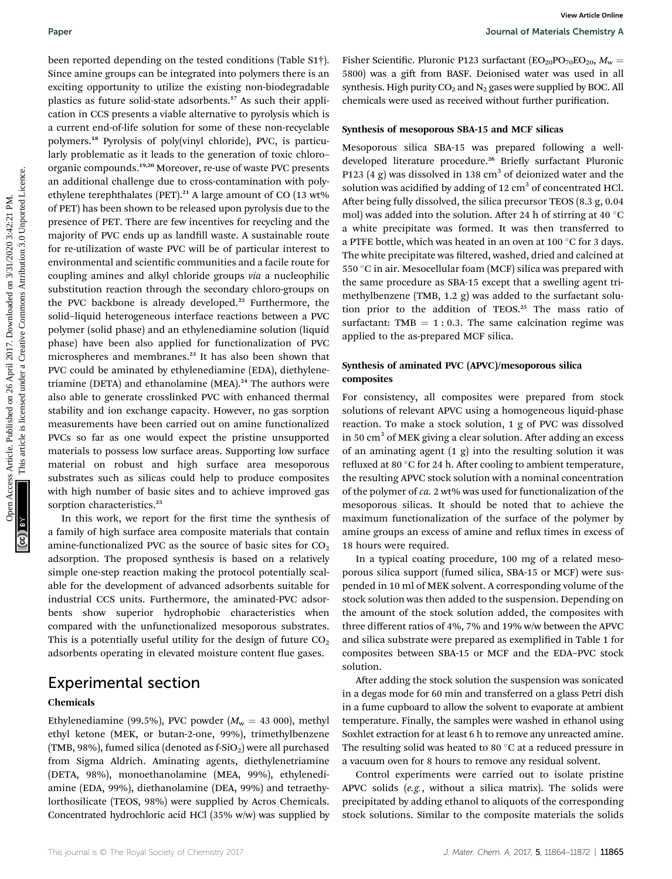been reported depending on the tested conditions (Table S1†). Since amine groups can be integrated into polymers there is an exciting opportunity to utilize the existing non-biodegradable plastics as future solid-state adsorbents.[17] As such their application in CCS presents a viable alternative to pyrolysis which is a current end-of-life solution for some of these non-recyclable polymers.[18] Pyrolysis of poly(vinyl chloride), PVC, is particularly problematic as it leads to the generation of toxic chloro-organic compounds.[19,20] Moreover, re-use of waste PVC presents an additional challenge due to cross-contamination with polyethylene terephthalates (PET).[21] A large amount of CO (13 wt% of PET) has been shown to be released upon pyrolysis due to the presence of PET. There are few incentives for recycling and the majority of PVC ends up as landfill waste. A sustainable route for re-utilization of waste PVC will be of particular interest to environmental and scientific communities and a facile route for coupling amines and alkyl chloride groups *via* a nucleophilic substitution reaction through the secondary chloro-groups on the PVC backbone is already developed.[22] Furthermore, the solid–liquid heterogeneous interface reactions between a PVC polymer (solid phase) and an ethylenediamine solution (liquid phase) have been also applied for functionalization of PVC microspheres and membranes.[23] It has also been shown that PVC could be aminated by ethylenediamine (EDA), diethylenetriamine (DETA) and ethanolamine (MEA).[24] The authors were also able to generate crosslinked PVC with enhanced thermal stability and ion exchange capacity. However, no gas sorption measurements have been carried out on amine functionalized PVCs so far as one would expect the pristine unsupported materials to possess low surface areas. Supporting low surface material on robust and high surface area mesoporous substrates such as silicas could help to produce composites with high number of basic sites and to achieve improved gas sorption characteristics.[25]

In this work, we report for the first time the synthesis of a family of high surface area composite materials that contain amine-functionalized PVC as the source of basic sites for $CO_2$ adsorption. The proposed synthesis is based on a relatively simple one-step reaction making the protocol potentially scalable for the development of advanced adsorbents suitable for industrial CCS units. Furthermore, the aminated-PVC adsorbents show superior hydrophobic characteristics when compared with the unfunctionalized mesoporous substrates. This is a potentially useful utility for the design of future $CO_2$ adsorbents operating in elevated moisture content flue gases.

## Experimental section

### Chemicals

Ethylenediamine (99.5%), PVC powder ($M_w$ = 43 000), methyl ethyl ketone (MEK, or butan-2-one, 99%), trimethylbenzene (TMB, 98%), fumed silica (denoted as f-$SiO_2$) were all purchased from Sigma Aldrich. Aminating agents, diethylenetriamine (DETA, 98%), monoethanolamine (MEA, 99%), ethylenediamine (EDA, 99%), diethanolamine (DEA, 99%) and tetraethylorthosilicate (TEOS, 98%) were supplied by Acros Chemicals. Concentrated hydrochloric acid HCl (35% w/w) was supplied by Fisher Scientific. Pluronic P123 surfactant ($EO_{20}PO_{70}EO_{20}$, $M_w$ = 5800) was a gift from BASF. Deionised water was used in all synthesis. High purity $CO_2$ and $N_2$ gases were supplied by BOC. All chemicals were used as received without further purification.

### Synthesis of mesoporous SBA-15 and MCF silicas

Mesoporous silica SBA-15 was prepared following a well-developed literature procedure.[26] Briefly surfactant Pluronic P123 (4 g) was dissolved in 138 $cm^3$ of deionized water and the solution was acidified by adding of 12 $cm^3$ of concentrated HCl. After being fully dissolved, the silica precursor TEOS (8.3 g, 0.04 mol) was added into the solution. After 24 h of stirring at 40 °C a white precipitate was formed. It was then transferred to a PTFE bottle, which was heated in an oven at 100 °C for 3 days. The white precipitate was filtered, washed, dried and calcined at 550 °C in air. Mesocellular foam (MCF) silica was prepared with the same procedure as SBA-15 except that a swelling agent trimethylbenzene (TMB, 1.2 g) was added to the surfactant solution prior to the addition of TEOS.[25] The mass ratio of surfactant: TMB = 1 : 0.3. The same calcination regime was applied to the as-prepared MCF silica.

### Synthesis of aminated PVC (APVC)/mesoporous silica composites

For consistency, all composites were prepared from stock solutions of relevant APVC using a homogeneous liquid-phase reaction. To make a stock solution, 1 g of PVC was dissolved in 50 $cm^3$ of MEK giving a clear solution. After adding an excess of an aminating agent (1 g) into the resulting solution it was refluxed at 80 °C for 24 h. After cooling to ambient temperature, the resulting APVC stock solution with a nominal concentration of the polymer of *ca.* 2 wt% was used for functionalization of the mesoporous silicas. It should be noted that to achieve the maximum functionalization of the surface of the polymer by amine groups an excess of amine and reflux times in excess of 18 hours were required.

In a typical coating procedure, 100 mg of a related mesoporous silica support (fumed silica, SBA-15 or MCF) were suspended in 10 ml of MEK solvent. A corresponding volume of the stock solution was then added to the suspension. Depending on the amount of the stock solution added, the composites with three different ratios of 4%, 7% and 19% w/w between the APVC and silica substrate were prepared as exemplified in Table 1 for composites between SBA-15 or MCF and the EDA–PVC stock solution.

After adding the stock solution the suspension was sonicated in a degas mode for 60 min and transferred on a glass Petri dish in a fume cupboard to allow the solvent to evaporate at ambient temperature. Finally, the samples were washed in ethanol using Soxhlet extraction for at least 6 h to remove any unreacted amine. The resulting solid was heated to 80 °C at a reduced pressure in a vacuum oven for 8 hours to remove any residual solvent.

Control experiments were carried out to isolate pristine APVC solids (*e.g.*, without a silica matrix). The solids were precipitated by adding ethanol to aliquots of the corresponding stock solutions. Similar to the composite materials the solids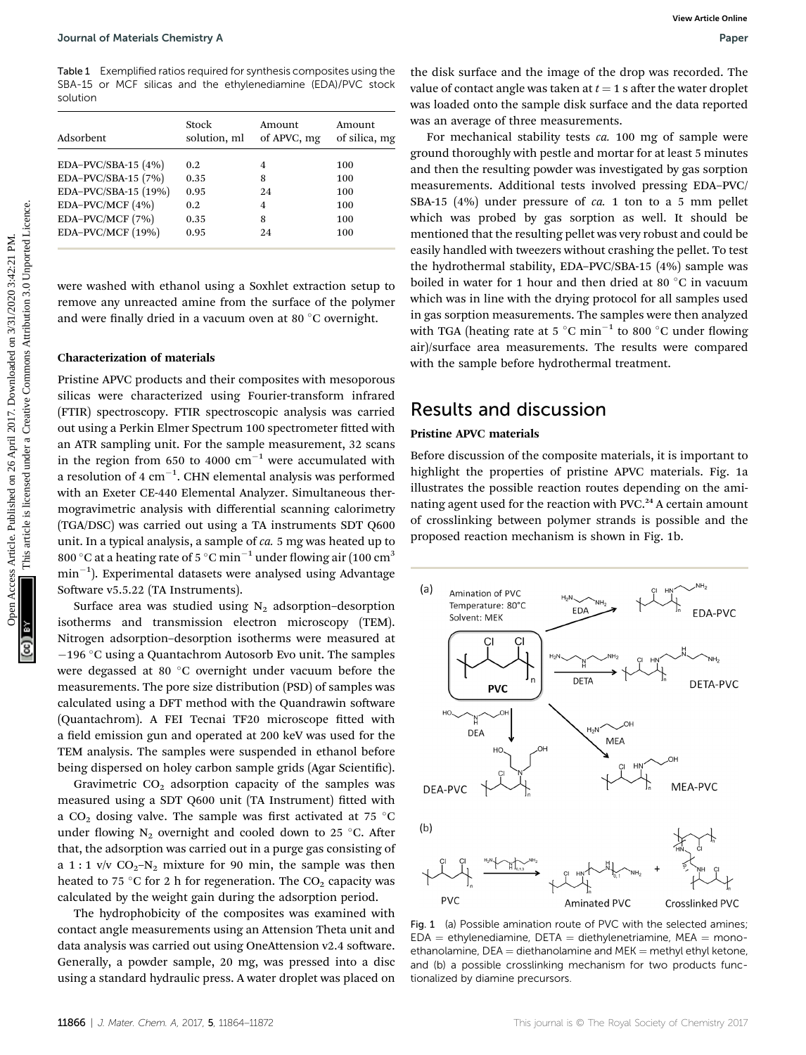Table 1 Exemplified ratios required for synthesis composites using the SBA-15 or MCF silicas and the ethylenediamine (EDA)/PVC stock solution

| Adsorbent | Stock solution, ml | Amount of APVC, mg | Amount of silica, mg |
|---|---|---|---|
| EDA–PVC/SBA-15 (4%) | 0.2 | 4 | 100 |
| EDA–PVC/SBA-15 (7%) | 0.35 | 8 | 100 |
| EDA–PVC/SBA-15 (19%) | 0.95 | 24 | 100 |
| EDA–PVC/MCF (4%) | 0.2 | 4 | 100 |
| EDA–PVC/MCF (7%) | 0.35 | 8 | 100 |
| EDA–PVC/MCF (19%) | 0.95 | 24 | 100 |

were washed with ethanol using a Soxhlet extraction setup to remove any unreacted amine from the surface of the polymer and were finally dried in a vacuum oven at 80 °C overnight.

### Characterization of materials

Pristine APVC products and their composites with mesoporous silicas were characterized using Fourier-transform infrared (FTIR) spectroscopy. FTIR spectroscopic analysis was carried out using a Perkin Elmer Spectrum 100 spectrometer fitted with an ATR sampling unit. For the sample measurement, 32 scans in the region from 650 to 4000 $cm^{-1}$ were accumulated with a resolution of 4 $cm^{-1}$. CHN elemental analysis was performed with an Exeter CE-440 Elemental Analyzer. Simultaneous thermogravimetric analysis with differential scanning calorimetry (TGA/DSC) was carried out using a TA instruments SDT Q600 unit. In a typical analysis, a sample of *ca.* 5 mg was heated up to 800 °C at a heating rate of 5 °C $min^{-1}$ under flowing air (100 $cm^3$ $min^{-1}$). Experimental datasets were analysed using Advantage Software v5.5.22 (TA Instruments).

Surface area was studied using $N_2$ adsorption–desorption isotherms and transmission electron microscopy (TEM). Nitrogen adsorption–desorption isotherms were measured at −196 °C using a Quantachrom Autosorb Evo unit. The samples were degassed at 80 °C overnight under vacuum before the measurements. The pore size distribution (PSD) of samples was calculated using a DFT method with the Quandrawin software (Quantachrom). A FEI Tecnai TF20 microscope fitted with a field emission gun and operated at 200 keV was used for the TEM analysis. The samples were suspended in ethanol before being dispersed on holey carbon sample grids (Agar Scientific).

Gravimetric $CO_2$ adsorption capacity of the samples was measured using a SDT Q600 unit (TA Instrument) fitted with a $CO_2$ dosing valve. The sample was first activated at 75 °C under flowing $N_2$ overnight and cooled down to 25 °C. After that, the adsorption was carried out in a purge gas consisting of a 1 : 1 v/v $CO_2$–$N_2$ mixture for 90 min, the sample was then heated to 75 °C for 2 h for regeneration. The $CO_2$ capacity was calculated by the weight gain during the adsorption period.

The hydrophobicity of the composites was examined with contact angle measurements using an Attension Theta unit and data analysis was carried out using OneAttension v2.4 software. Generally, a powder sample, 20 mg, was pressed into a disc using a standard hydraulic press. A water droplet was placed on the disk surface and the image of the drop was recorded. The value of contact angle was taken at $t = 1$ s after the water droplet was loaded onto the sample disk surface and the data reported was an average of three measurements.

For mechanical stability tests *ca.* 100 mg of sample were ground thoroughly with pestle and mortar for at least 5 minutes and then the resulting powder was investigated by gas sorption measurements. Additional tests involved pressing EDA–PVC/SBA-15 (4%) under pressure of *ca.* 1 ton to a 5 mm pellet which was probed by gas sorption as well. It should be mentioned that the resulting pellet was very robust and could be easily handled with tweezers without crashing the pellet. To test the hydrothermal stability, EDA–PVC/SBA-15 (4%) sample was boiled in water for 1 hour and then dried at 80 °C in vacuum which was in line with the drying protocol for all samples used in gas sorption measurements. The samples were then analyzed with TGA (heating rate at 5 °C $min^{-1}$ to 800 °C under flowing air)/surface area measurements. The results were compared with the sample before hydrothermal treatment.

## Results and discussion

### Pristine APVC materials

Before discussion of the composite materials, it is important to highlight the properties of pristine APVC materials. Fig. 1a illustrates the possible reaction routes depending on the aminating agent used for the reaction with PVC.[24] A certain amount of crosslinking between polymer strands is possible and the proposed reaction mechanism is shown in Fig. 1b.

Fig. 1 (a) Possible amination route of PVC with the selected amines; EDA = ethylenediamine, DETA = diethylenetriamine, MEA = monoethanolamine, DEA = diethanolamine and MEK = methyl ethyl ketone, and (b) a possible crosslinking mechanism for two products functionalized by diamine precursors.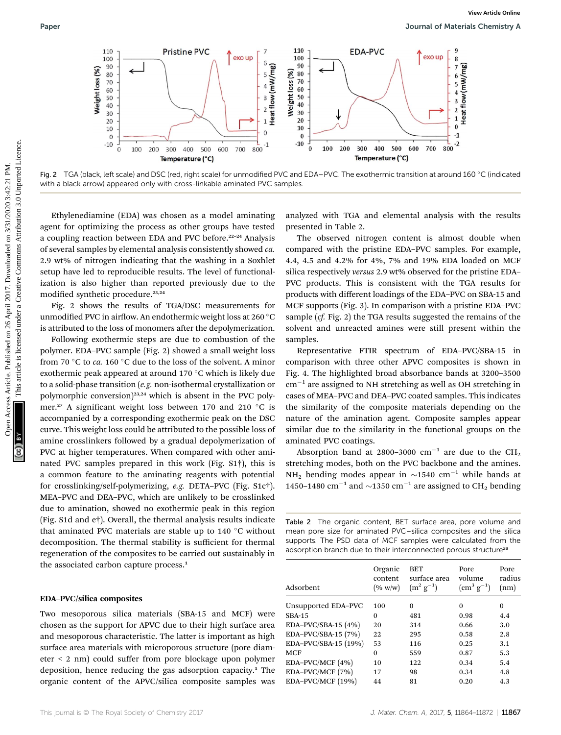Fig. 2 TGA (black, left scale) and DSC (red, right scale) for unmodified PVC and EDA–PVC. The exothermic transition at around 160 °C (indicated with a black arrow) appeared only with cross-linkable aminated PVC samples.

Ethylenediamine (EDA) was chosen as a model aminating agent for optimizing the process as other groups have tested a coupling reaction between EDA and PVC before.[22–24] Analysis of several samples by elemental analysis consistently showed *ca.* 2.9 wt% of nitrogen indicating that the washing in a Soxhlet setup have led to reproducible results. The level of functionalization is also higher than reported previously due to the modified synthetic procedure.[23,24]

Fig. 2 shows the results of TGA/DSC measurements for unmodified PVC in airflow. An endothermic weight loss at 260 °C is attributed to the loss of monomers after the depolymerization.

Following exothermic steps are due to combustion of the polymer. EDA–PVC sample (Fig. 2) showed a small weight loss from 70 °C to *ca.* 160 °C due to the loss of the solvent. A minor exothermic peak appeared at around 170 °C which is likely due to a solid-phase transition (*e.g.* non-isothermal crystallization or polymorphic conversion)[23,24] which is absent in the PVC polymer.[27] A significant weight loss between 170 and 210 °C is accompanied by a corresponding exothermic peak on the DSC curve. This weight loss could be attributed to the possible loss of amine crosslinkers followed by a gradual depolymerization of PVC at higher temperatures. When compared with other aminated PVC samples prepared in this work (Fig. S1†), this is a common feature to the aminating reagents with potential for crosslinking/self-polymerizing, *e.g.* DETA–PVC (Fig. S1c†). MEA–PVC and DEA–PVC, which are unlikely to be crosslinked due to amination, showed no exothermic peak in this region (Fig. S1d and e†). Overall, the thermal analysis results indicate that aminated PVC materials are stable up to 140 °C without decomposition. The thermal stability is sufficient for thermal regeneration of the composites to be carried out sustainably in the associated carbon capture process.[1]

### EDA–PVC/silica composites

Two mesoporous silica materials (SBA-15 and MCF) were chosen as the support for APVC due to their high surface area and mesoporous characteristic. The latter is important as high surface area materials with microporous structure (pore diameter < 2 nm) could suffer from pore blockage upon polymer deposition, hence reducing the gas adsorption capacity.[1] The organic content of the APVC/silica composite samples was analyzed with TGA and elemental analysis with the results presented in Table 2.

The observed nitrogen content is almost double when compared with the pristine EDA–PVC samples. For example, 4.4, 4.5 and 4.2% for 4%, 7% and 19% EDA loaded on MCF silica respectively *versus* 2.9 wt% observed for the pristine EDA–PVC products. This is consistent with the TGA results for products with different loadings of the EDA–PVC on SBA-15 and MCF supports (Fig. 3). In comparison with a pristine EDA–PVC sample (*cf.* Fig. 2) the TGA results suggested the remains of the solvent and unreacted amines were still present within the samples.

Representative FTIR spectrum of EDA–PVC/SBA-15 in comparison with three other APVC composites is shown in Fig. 4. The highlighted broad absorbance bands at 3200–3500 $cm^{-1}$ are assigned to NH stretching as well as OH stretching in cases of MEA–PVC and DEA–PVC coated samples. This indicates the similarity of the composite materials depending on the nature of the amination agent. Composite samples appear similar due to the similarity in the functional groups on the aminated PVC coatings.

Absorption band at 2800–3000 $cm^{-1}$ are due to the $CH_2$ stretching modes, both on the PVC backbone and the amines. $NH_2$ bending modes appear in ~1540 $cm^{-1}$ while bands at 1450–1480 $cm^{-1}$ and ~1350 $cm^{-1}$ are assigned to $CH_2$ bending

Table 2 The organic content, BET surface area, pore volume and mean pore size for aminated PVC–silica composites and the silica supports. The PSD data of MCF samples were calculated from the adsorption branch due to their interconnected porous structure[28]

| Adsorbent | Organic content (% w/w) | BET surface area ($m^2\ g^{-1}$) | Pore volume ($cm^3\ g^{-1}$) | Pore radius (nm) |
|---|---|---|---|---|
| Unsupported EDA–PVC | 100 | 0 | 0 | 0 |
| SBA-15 | 0 | 481 | 0.98 | 4.4 |
| EDA–PVC/SBA-15 (4%) | 20 | 314 | 0.66 | 3.0 |
| EDA–PVC/SBA-15 (7%) | 22 | 295 | 0.58 | 2.8 |
| EDA–PVC/SBA-15 (19%) | 53 | 116 | 0.25 | 3.1 |
| MCF | 0 | 559 | 0.87 | 5.3 |
| EDA–PVC/MCF (4%) | 10 | 122 | 0.34 | 5.4 |
| EDA–PVC/MCF (7%) | 17 | 98 | 0.34 | 4.8 |
| EDA–PVC/MCF (19%) | 44 | 81 | 0.20 | 4.3 |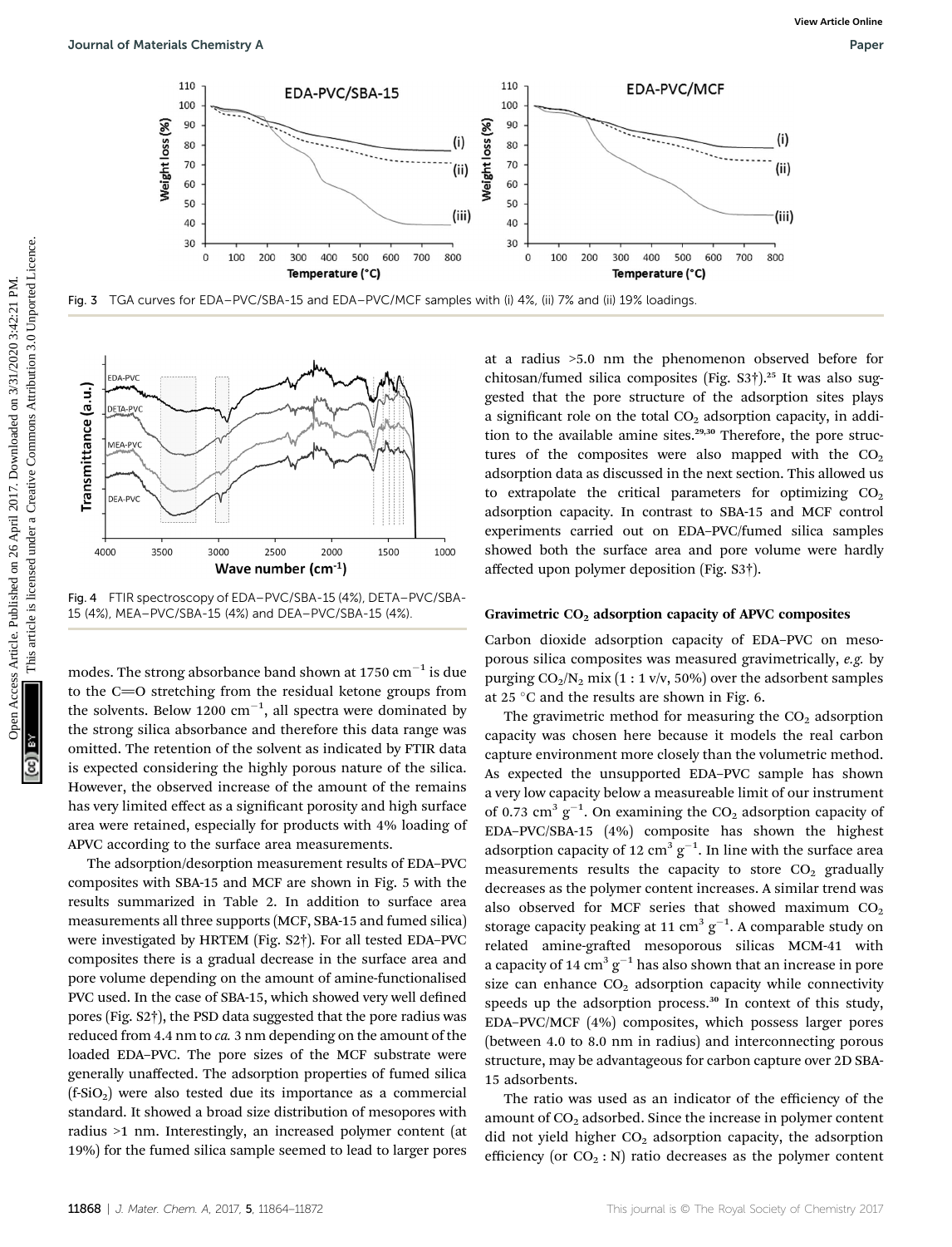Fig. 3 TGA curves for EDA–PVC/SBA-15 and EDA–PVC/MCF samples with (i) 4%, (ii) 7% and (ii) 19% loadings.

Fig. 4 FTIR spectroscopy of EDA–PVC/SBA-15 (4%), DETA–PVC/SBA-15 (4%), MEA–PVC/SBA-15 (4%) and DEA–PVC/SBA-15 (4%).

modes. The strong absorbance band shown at 1750 $cm^{-1}$ is due to the C=O stretching from the residual ketone groups from the solvents. Below 1200 $cm^{-1}$, all spectra were dominated by the strong silica absorbance and therefore this data range was omitted. The retention of the solvent as indicated by FTIR data is expected considering the highly porous nature of the silica. However, the observed increase of the amount of the remains has very limited effect as a significant porosity and high surface area were retained, especially for products with 4% loading of APVC according to the surface area measurements.

The adsorption/desorption measurement results of EDA–PVC composites with SBA-15 and MCF are shown in Fig. 5 with the results summarized in Table 2. In addition to surface area measurements all three supports (MCF, SBA-15 and fumed silica) were investigated by HRTEM (Fig. S2†). For all tested EDA–PVC composites there is a gradual decrease in the surface area and pore volume depending on the amount of amine-functionalised PVC used. In the case of SBA-15, which showed very well defined pores (Fig. S2†), the PSD data suggested that the pore radius was reduced from 4.4 nm to *ca.* 3 nm depending on the amount of the loaded EDA–PVC. The pore sizes of the MCF substrate were generally unaffected. The adsorption properties of fumed silica (f-$SiO_2$) were also tested due its importance as a commercial standard. It showed a broad size distribution of mesopores with radius >1 nm. Interestingly, an increased polymer content (at 19%) for the fumed silica sample seemed to lead to larger pores at a radius >5.0 nm the phenomenon observed before for chitosan/fumed silica composites (Fig. S3†).[25] It was also suggested that the pore structure of the adsorption sites plays a significant role on the total $CO_2$ adsorption capacity, in addition to the available amine sites.[29,30] Therefore, the pore structures of the composites were also mapped with the $CO_2$ adsorption data as discussed in the next section. This allowed us to extrapolate the critical parameters for optimizing $CO_2$ adsorption capacity. In contrast to SBA-15 and MCF control experiments carried out on EDA–PVC/fumed silica samples showed both the surface area and pore volume were hardly affected upon polymer deposition (Fig. S3†).

### Gravimetric $CO_2$ adsorption capacity of APVC composites

Carbon dioxide adsorption capacity of EDA–PVC on mesoporous silica composites was measured gravimetrically, *e.g.* by purging $CO_2/N_2$ mix (1 : 1 v/v, 50%) over the adsorbent samples at 25 °C and the results are shown in Fig. 6.

The gravimetric method for measuring the $CO_2$ adsorption capacity was chosen here because it models the real carbon capture environment more closely than the volumetric method. As expected the unsupported EDA–PVC sample has shown a very low capacity below a measureable limit of our instrument of 0.73 $cm^3\ g^{-1}$. On examining the $CO_2$ adsorption capacity of EDA–PVC/SBA-15 (4%) composite has shown the highest adsorption capacity of 12 $cm^3\ g^{-1}$. In line with the surface area measurements results the capacity to store $CO_2$ gradually decreases as the polymer content increases. A similar trend was also observed for MCF series that showed maximum $CO_2$ storage capacity peaking at 11 $cm^3\ g^{-1}$. A comparable study on related amine-grafted mesoporous silicas MCM-41 with a capacity of 14 $cm^3\ g^{-1}$ has also shown that an increase in pore size can enhance $CO_2$ adsorption capacity while connectivity speeds up the adsorption process.[30] In context of this study, EDA–PVC/MCF (4%) composites, which possess larger pores (between 4.0 to 8.0 nm in radius) and interconnecting porous structure, may be advantageous for carbon capture over 2D SBA-15 adsorbents.

The ratio was used as an indicator of the efficiency of the amount of $CO_2$ adsorbed. Since the increase in polymer content did not yield higher $CO_2$ adsorption capacity, the adsorption efficiency (or $CO_2$ : N) ratio decreases as the polymer content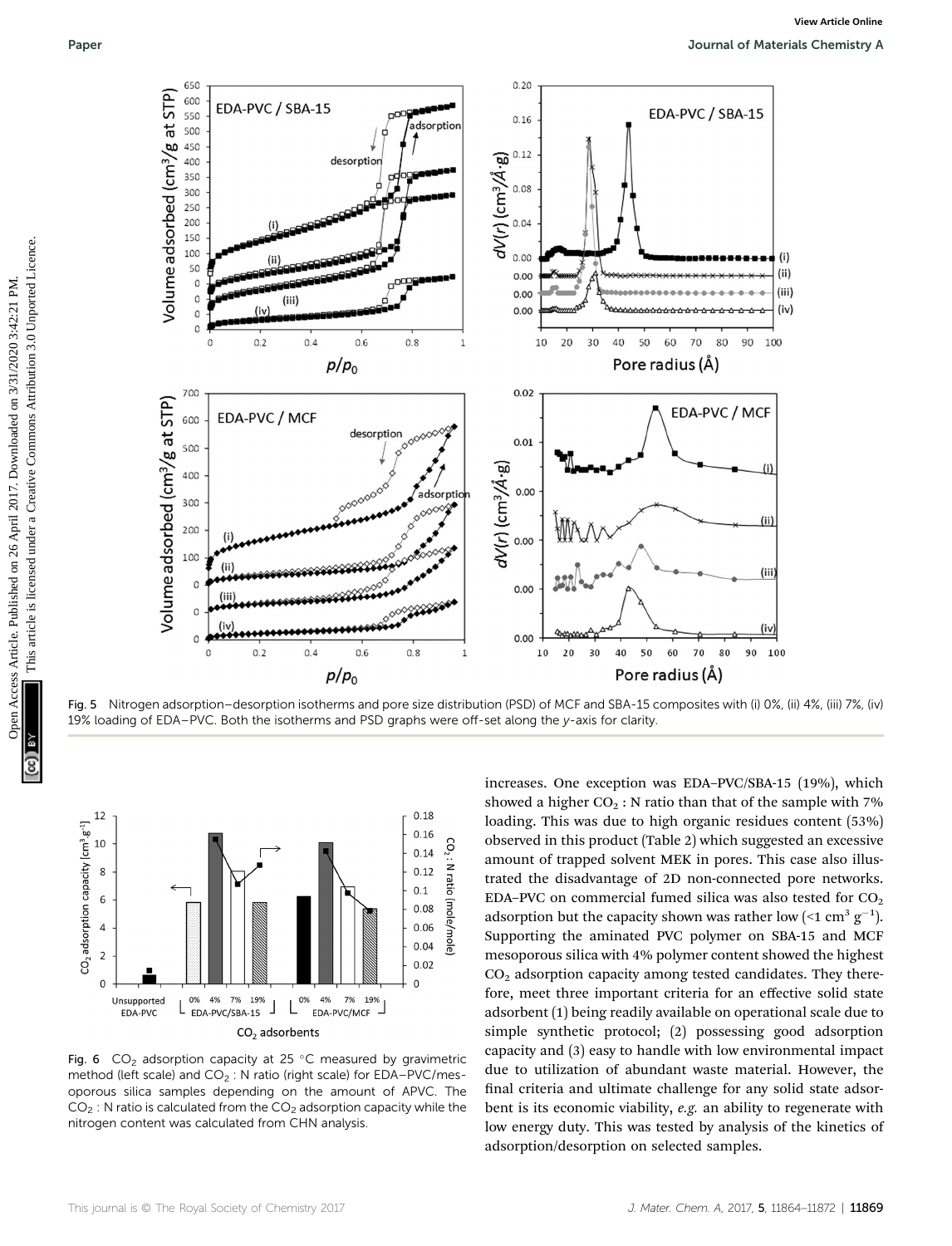Fig. 5 Nitrogen adsorption–desorption isotherms and pore size distribution (PSD) of MCF and SBA-15 composites with (i) 0%, (ii) 4%, (iii) 7%, (iv) 19% loading of EDA–PVC. Both the isotherms and PSD graphs were off-set along the y-axis for clarity.

Fig. 6 $CO_2$ adsorption capacity at 25 °C measured by gravimetric method (left scale) and $CO_2$ : N ratio (right scale) for EDA–PVC/mesoporous silica samples depending on the amount of APVC. The $CO_2$ : N ratio is calculated from the $CO_2$ adsorption capacity while the nitrogen content was calculated from CHN analysis.

increases. One exception was EDA–PVC/SBA-15 (19%), which showed a higher $CO_2$ : N ratio than that of the sample with 7% loading. This was due to high organic residues content (53%) observed in this product (Table 2) which suggested an excessive amount of trapped solvent MEK in pores. This case also illustrated the disadvantage of 2D non-connected pore networks. EDA–PVC on commercial fumed silica was also tested for $CO_2$ adsorption but the capacity shown was rather low (<1 $cm^3\ g^{-1}$). Supporting the aminated PVC polymer on SBA-15 and MCF mesoporous silica with 4% polymer content showed the highest $CO_2$ adsorption capacity among tested candidates. They therefore, meet three important criteria for an effective solid state adsorbent (1) being readily available on operational scale due to simple synthetic protocol; (2) possessing good adsorption capacity and (3) easy to handle with low environmental impact due to utilization of abundant waste material. However, the final criteria and ultimate challenge for any solid state adsorbent is its economic viability, *e.g.* an ability to regenerate with low energy duty. This was tested by analysis of the kinetics of adsorption/desorption on selected samples.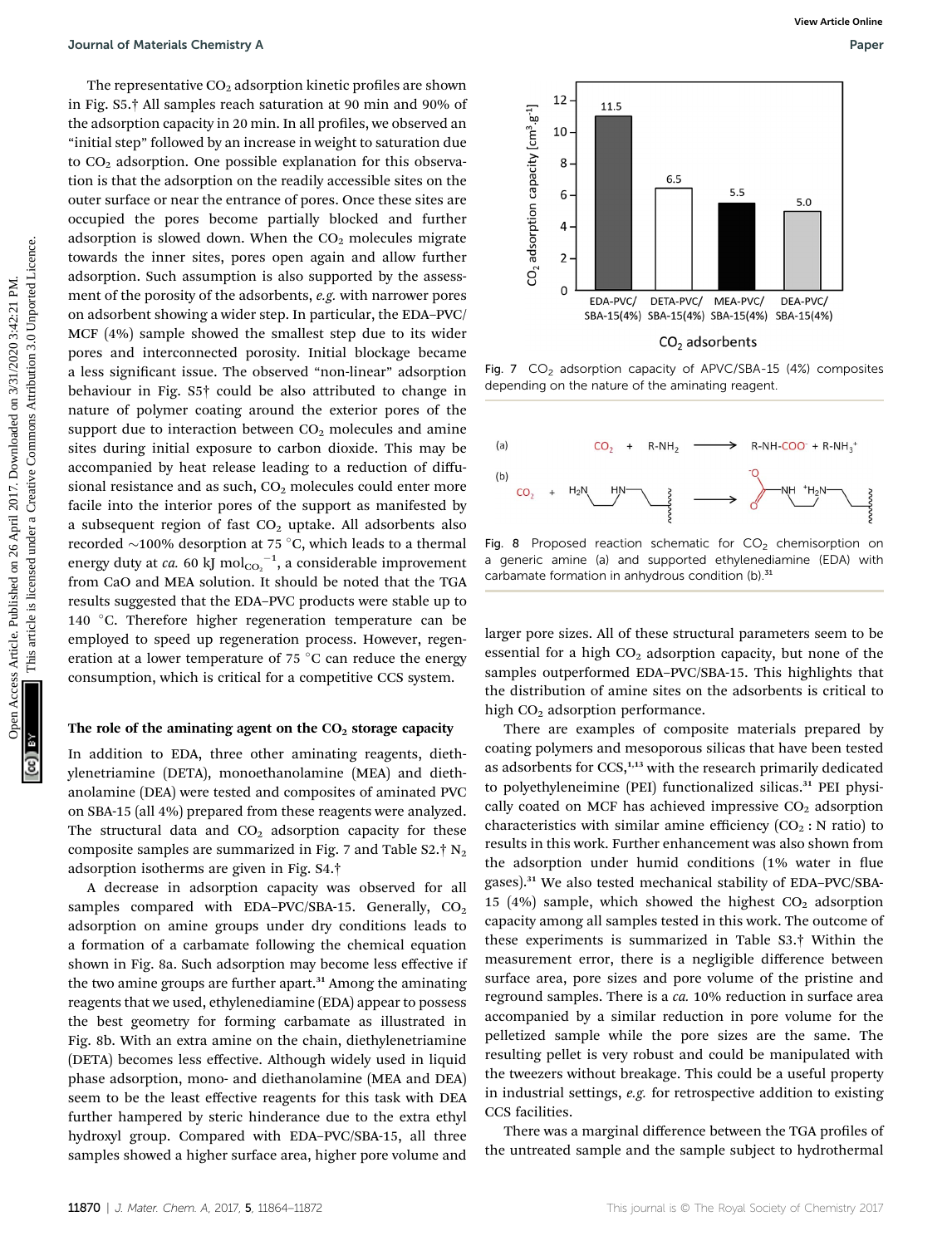The representative $CO_2$ adsorption kinetic profiles are shown in Fig. S5.† All samples reach saturation at 90 min and 90% of the adsorption capacity in 20 min. In all profiles, we observed an "initial step" followed by an increase in weight to saturation due to $CO_2$ adsorption. One possible explanation for this observation is that the adsorption on the readily accessible sites on the outer surface or near the entrance of pores. Once these sites are occupied the pores become partially blocked and further adsorption is slowed down. When the $CO_2$ molecules migrate towards the inner sites, pores open again and allow further adsorption. Such assumption is also supported by the assessment of the porosity of the adsorbents, *e.g.* with narrower pores on adsorbent showing a wider step. In particular, the EDA–PVC/MCF (4%) sample showed the smallest step due to its wider pores and interconnected porosity. Initial blockage became a less significant issue. The observed "non-linear" adsorption behaviour in Fig. S5† could be also attributed to change in nature of polymer coating around the exterior pores of the support due to interaction between $CO_2$ molecules and amine sites during initial exposure to carbon dioxide. This may be accompanied by heat release leading to a reduction of diffusional resistance and as such, $CO_2$ molecules could enter more facile into the interior pores of the support as manifested by a subsequent region of fast $CO_2$ uptake. All adsorbents also recorded ~100% desorption at 75 °C, which leads to a thermal energy duty at *ca.* 60 kJ $mol_{CO_2}^{-1}$, a considerable improvement from CaO and MEA solution. It should be noted that the TGA results suggested that the EDA–PVC products were stable up to 140 °C. Therefore higher regeneration temperature can be employed to speed up regeneration process. However, regeneration at a lower temperature of 75 °C can reduce the energy consumption, which is critical for a competitive CCS system.

### The role of the aminating agent on the $CO_2$ storage capacity

In addition to EDA, three other aminating reagents, diethylenetriamine (DETA), monoethanolamine (MEA) and diethanolamine (DEA) were tested and composites of aminated PVC on SBA-15 (all 4%) prepared from these reagents were analyzed. The structural data and $CO_2$ adsorption capacity for these composite samples are summarized in Fig. 7 and Table S2.† $N_2$ adsorption isotherms are given in Fig. S4.†

A decrease in adsorption capacity was observed for all samples compared with EDA–PVC/SBA-15. Generally, $CO_2$ adsorption on amine groups under dry conditions leads to a formation of a carbamate following the chemical equation shown in Fig. 8a. Such adsorption may become less effective if the two amine groups are further apart.[31] Among the aminating reagents that we used, ethylenediamine (EDA) appear to possess the best geometry for forming carbamate as illustrated in Fig. 8b. With an extra amine on the chain, diethylenetriamine (DETA) becomes less effective. Although widely used in liquid phase adsorption, mono- and diethanolamine (MEA and DEA) seem to be the least effective reagents for this task with DEA further hampered by steric hinderance due to the extra ethyl hydroxyl group. Compared with EDA–PVC/SBA-15, all three samples showed a higher surface area, higher pore volume and larger pore sizes. All of these structural parameters seem to be essential for a high $CO_2$ adsorption capacity, but none of the samples outperformed EDA–PVC/SBA-15. This highlights that the distribution of amine sites on the adsorbents is critical to high $CO_2$ adsorption performance.

Fig. 7 $CO_2$ adsorption capacity of APVC/SBA-15 (4%) composites depending on the nature of the aminating reagent.

Fig. 8 Proposed reaction schematic for $CO_2$ chemisorption on a generic amine (a) and supported ethylenediamine (EDA) with carbamate formation in anhydrous condition (b).[31]

There are examples of composite materials prepared by coating polymers and mesoporous silicas that have been tested as adsorbents for CCS,[1,13] with the research primarily dedicated to polyethyleneimine (PEI) functionalized silicas.[31] PEI physically coated on MCF has achieved impressive $CO_2$ adsorption characteristics with similar amine efficiency ($CO_2$ : N ratio) to results in this work. Further enhancement was also shown from the adsorption under humid conditions (1% water in flue gases).[31] We also tested mechanical stability of EDA–PVC/SBA-15 (4%) sample, which showed the highest $CO_2$ adsorption capacity among all samples tested in this work. The outcome of these experiments is summarized in Table S3.† Within the measurement error, there is a negligible difference between surface area, pore sizes and pore volume of the pristine and reground samples. There is a *ca.* 10% reduction in surface area accompanied by a similar reduction in pore volume for the pelletized sample while the pore sizes are the same. The resulting pellet is very robust and could be manipulated with the tweezers without breakage. This could be a useful property in industrial settings, *e.g.* for retrospective addition to existing CCS facilities.

There was a marginal difference between the TGA profiles of the untreated sample and the sample subject to hydrothermal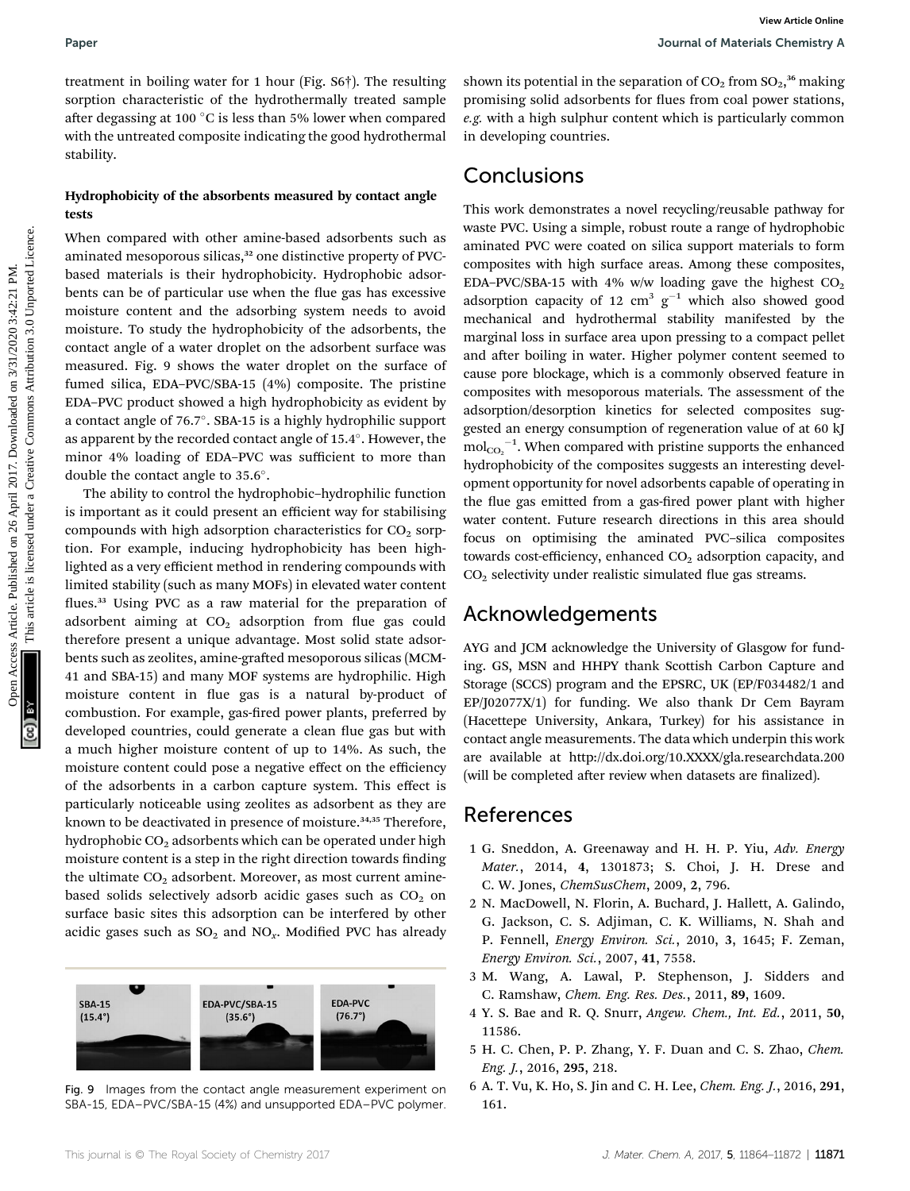treatment in boiling water for 1 hour (Fig. S6†). The resulting sorption characteristic of the hydrothermally treated sample after degassing at 100 °C is less than 5% lower when compared with the untreated composite indicating the good hydrothermal stability.

### Hydrophobicity of the absorbents measured by contact angle tests

When compared with other amine-based adsorbents such as aminated mesoporous silicas,[32] one distinctive property of PVC-based materials is their hydrophobicity. Hydrophobic adsorbents can be of particular use when the flue gas has excessive moisture content and the adsorbing system needs to avoid moisture. To study the hydrophobicity of the adsorbents, the contact angle of a water droplet on the adsorbent surface was measured. Fig. 9 shows the water droplet on the surface of fumed silica, EDA–PVC/SBA-15 (4%) composite. The pristine EDA–PVC product showed a high hydrophobicity as evident by a contact angle of 76.7°. SBA-15 is a highly hydrophilic support as apparent by the recorded contact angle of 15.4°. However, the minor 4% loading of EDA–PVC was sufficient to more than double the contact angle to 35.6°.

The ability to control the hydrophobic–hydrophilic function is important as it could present an efficient way for stabilising compounds with high adsorption characteristics for $CO_2$ sorption. For example, inducing hydrophobicity has been highlighted as a very efficient method in rendering compounds with limited stability (such as many MOFs) in elevated water content flues.[33] Using PVC as a raw material for the preparation of adsorbent aiming at $CO_2$ adsorption from flue gas could therefore present a unique advantage. Most solid state adsorbents such as zeolites, amine-grafted mesoporous silicas (MCM-41 and SBA-15) and many MOF systems are hydrophilic. High moisture content in flue gas is a natural by-product of combustion. For example, gas-fired power plants, preferred by developed countries, could generate a clean flue gas but with a much higher moisture content of up to 14%. As such, the moisture content could pose a negative effect on the efficiency of the adsorbents in a carbon capture system. This effect is particularly noticeable using zeolites as adsorbent as they are known to be deactivated in presence of moisture.[34,35] Therefore, hydrophobic $CO_2$ adsorbents which can be operated under high moisture content is a step in the right direction towards finding the ultimate $CO_2$ adsorbent. Moreover, as most current amine-based solids selectively adsorb acidic gases such as $CO_2$ on surface basic sites this adsorption can be interfered by other acidic gases such as $SO_2$ and $NO_x$. Modified PVC has already shown its potential in the separation of $CO_2$ from $SO_2$,[36] making promising solid adsorbents for flues from coal power stations, *e.g.* with a high sulphur content which is particularly common in developing countries.

Fig. 9 Images from the contact angle measurement experiment on SBA-15, EDA–PVC/SBA-15 (4%) and unsupported EDA–PVC polymer.

## Conclusions

This work demonstrates a novel recycling/reusable pathway for waste PVC. Using a simple, robust route a range of hydrophobic aminated PVC were coated on silica support materials to form composites with high surface areas. Among these composites, EDA–PVC/SBA-15 with 4% w/w loading gave the highest $CO_2$ adsorption capacity of 12 $cm^3\ g^{-1}$ which also showed good mechanical and hydrothermal stability manifested by the marginal loss in surface area upon pressing to a compact pellet and after boiling in water. Higher polymer content seemed to cause pore blockage, which is a commonly observed feature in composites with mesoporous materials. The assessment of the adsorption/desorption kinetics for selected composites suggested an energy consumption of regeneration value of at 60 kJ $mol_{CO_2}^{-1}$. When compared with pristine supports the enhanced hydrophobicity of the composites suggests an interesting development opportunity for novel adsorbents capable of operating in the flue gas emitted from a gas-fired power plant with higher water content. Future research directions in this area should focus on optimising the aminated PVC–silica composites towards cost-efficiency, enhanced $CO_2$ adsorption capacity, and $CO_2$ selectivity under realistic simulated flue gas streams.

## Acknowledgements

AYG and JCM acknowledge the University of Glasgow for funding. GS, MSN and HHPY thank Scottish Carbon Capture and Storage (SCCS) program and the EPSRC, UK (EP/F034482/1 and EP/J02077X/1) for funding. We also thank Dr Cem Bayram (Hacettepe University, Ankara, Turkey) for his assistance in contact angle measurements. The data which underpin this work are available at http://dx.doi.org/10.XXXX/gla.researchdata.200 (will be completed after review when datasets are finalized).

## References

1 G. Sneddon, A. Greenaway and H. H. P. Yiu, *Adv. Energy Mater.*, 2014, **4**, 1301873; S. Choi, J. H. Drese and C. W. Jones, *ChemSusChem*, 2009, **2**, 796.

2 N. MacDowell, N. Florin, A. Buchard, J. Hallett, A. Galindo, G. Jackson, C. S. Adjiman, C. K. Williams, N. Shah and P. Fennell, *Energy Environ. Sci.*, 2010, **3**, 1645; F. Zeman, *Energy Environ. Sci.*, 2007, **41**, 7558.

3 M. Wang, A. Lawal, P. Stephenson, J. Sidders and C. Ramshaw, *Chem. Eng. Res. Des.*, 2011, **89**, 1609.

4 Y. S. Bae and R. Q. Snurr, *Angew. Chem., Int. Ed.*, 2011, **50**, 11586.

5 H. C. Chen, P. P. Zhang, Y. F. Duan and C. S. Zhao, *Chem. Eng. J.*, 2016, **295**, 218.

6 A. T. Vu, K. Ho, S. Jin and C. H. Lee, *Chem. Eng. J.*, 2016, **291**, 161.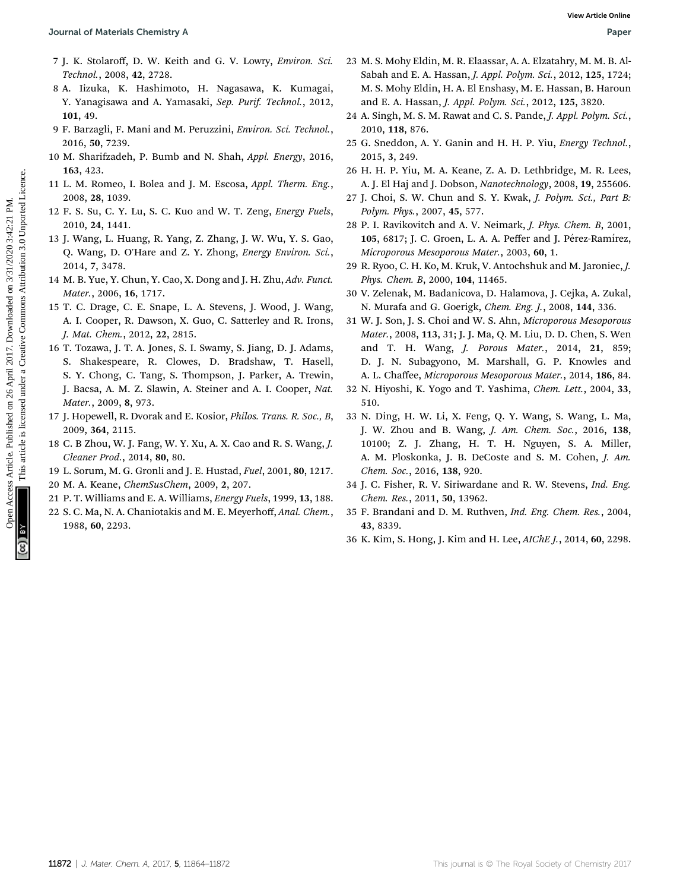7 J. K. Stolaroff, D. W. Keith and G. V. Lowry, *Environ. Sci. Technol.*, 2008, **42**, 2728.

8 A. Iizuka, K. Hashimoto, H. Nagasawa, K. Kumagai, Y. Yanagisawa and A. Yamasaki, *Sep. Purif. Technol.*, 2012, **101**, 49.

9 F. Barzagli, F. Mani and M. Peruzzini, *Environ. Sci. Technol.*, 2016, **50**, 7239.

10 M. Sharifzadeh, P. Bumb and N. Shah, *Appl. Energy*, 2016, **163**, 423.

11 L. M. Romeo, I. Bolea and J. M. Escosa, *Appl. Therm. Eng.*, 2008, **28**, 1039.

12 F. S. Su, C. Y. Lu, S. C. Kuo and W. T. Zeng, *Energy Fuels*, 2010, **24**, 1441.

13 J. Wang, L. Huang, R. Yang, Z. Zhang, J. W. Wu, Y. S. Gao, Q. Wang, D. O'Hare and Z. Y. Zhong, *Energy Environ. Sci.*, 2014, **7**, 3478.

14 M. B. Yue, Y. Chun, Y. Cao, X. Dong and J. H. Zhu, *Adv. Funct. Mater.*, 2006, **16**, 1717.

15 T. C. Drage, C. E. Snape, L. A. Stevens, J. Wood, J. Wang, A. I. Cooper, R. Dawson, X. Guo, C. Satterley and R. Irons, *J. Mat. Chem.*, 2012, **22**, 2815.

16 T. Tozawa, J. T. A. Jones, S. I. Swamy, S. Jiang, D. J. Adams, S. Shakespeare, R. Clowes, D. Bradshaw, T. Hasell, S. Y. Chong, C. Tang, S. Thompson, J. Parker, A. Trewin, J. Bacsa, A. M. Z. Slawin, A. Steiner and A. I. Cooper, *Nat. Mater.*, 2009, **8**, 973.

17 J. Hopewell, R. Dvorak and E. Kosior, *Philos. Trans. R. Soc., B*, 2009, **364**, 2115.

18 C. B Zhou, W. J. Fang, W. Y. Xu, A. X. Cao and R. S. Wang, *J. Cleaner Prod.*, 2014, **80**, 80.

19 L. Sorum, M. G. Gronli and J. E. Hustad, *Fuel*, 2001, **80**, 1217.

20 M. A. Keane, *ChemSusChem*, 2009, **2**, 207.

21 P. T. Williams and E. A. Williams, *Energy Fuels*, 1999, **13**, 188.

22 S. C. Ma, N. A. Chaniotakis and M. E. Meyerhoff, *Anal. Chem.*, 1988, **60**, 2293.

23 M. S. Mohy Eldin, M. R. Elaassar, A. A. Elzatahry, M. M. B. Al-Sabah and E. A. Hassan, *J. Appl. Polym. Sci.*, 2012, **125**, 1724; M. S. Mohy Eldin, H. A. El Enshasy, M. E. Hassan, B. Haroun and E. A. Hassan, *J. Appl. Polym. Sci.*, 2012, **125**, 3820.

24 A. Singh, M. S. M. Rawat and C. S. Pande, *J. Appl. Polym. Sci.*, 2010, **118**, 876.

25 G. Sneddon, A. Y. Ganin and H. H. P. Yiu, *Energy Technol.*, 2015, **3**, 249.

26 H. H. P. Yiu, M. A. Keane, Z. A. D. Lethbridge, M. R. Lees, A. J. El Haj and J. Dobson, *Nanotechnology*, 2008, **19**, 255606.

27 J. Choi, S. W. Chun and S. Y. Kwak, *J. Polym. Sci., Part B: Polym. Phys.*, 2007, **45**, 577.

28 P. I. Ravikovitch and A. V. Neimark, *J. Phys. Chem. B*, 2001, **105**, 6817; J. C. Groen, L. A. A. Peffer and J. Pérez-Ramírez, *Microporous Mesoporous Mater.*, 2003, **60**, 1.

29 R. Ryoo, C. H. Ko, M. Kruk, V. Antochshuk and M. Jaroniec, *J. Phys. Chem. B*, 2000, **104**, 11465.

30 V. Zelenak, M. Badanicova, D. Halamova, J. Cejka, A. Zukal, N. Murafa and G. Goerigk, *Chem. Eng. J.*, 2008, **144**, 336.

31 W. J. Son, J. S. Choi and W. S. Ahn, *Microporous Mesoporous Mater.*, 2008, **113**, 31; J. J. Ma, Q. M. Liu, D. D. Chen, S. Wen and T. H. Wang, *J. Porous Mater.*, 2014, **21**, 859; D. J. N. Subagyono, M. Marshall, G. P. Knowles and A. L. Chaffee, *Microporous Mesoporous Mater.*, 2014, **186**, 84.

32 N. Hiyoshi, K. Yogo and T. Yashima, *Chem. Lett.*, 2004, **33**, 510.

33 N. Ding, H. W. Li, X. Feng, Q. Y. Wang, S. Wang, L. Ma, J. W. Zhou and B. Wang, *J. Am. Chem. Soc.*, 2016, **138**, 10100; Z. J. Zhang, H. T. H. Nguyen, S. A. Miller, A. M. Ploskonka, J. B. DeCoste and S. M. Cohen, *J. Am. Chem. Soc.*, 2016, **138**, 920.

34 J. C. Fisher, R. V. Siriwardane and R. W. Stevens, *Ind. Eng. Chem. Res.*, 2011, **50**, 13962.

35 F. Brandani and D. M. Ruthven, *Ind. Eng. Chem. Res.*, 2004, **43**, 8339.

36 K. Kim, S. Hong, J. Kim and H. Lee, *AIChE J.*, 2014, **60**, 2298.